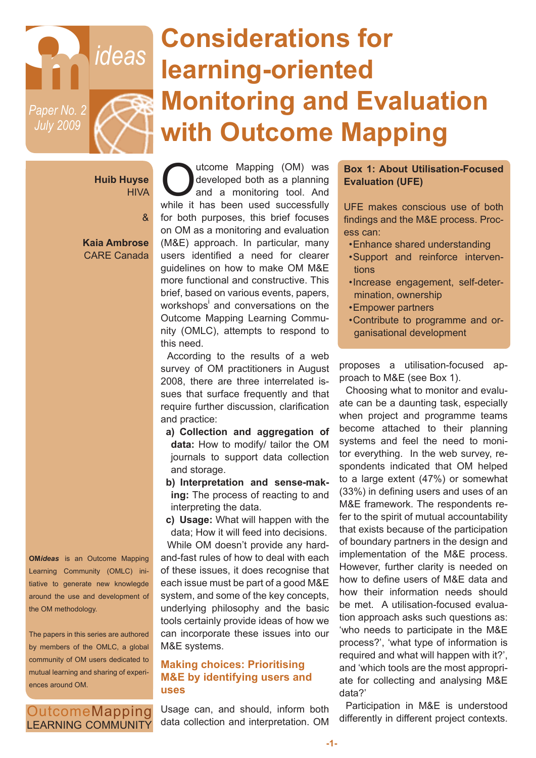# Considerations for learning-oriented Monitoring and Evaluation with Outcome Mapping

OM*ideas*

Paper No. 2
July 2009

**Huib Huyse**
HIVA

&

**Kaia Ambrose**
CARE Canada

Outcome Mapping (OM) was developed both as a planning and a monitoring tool. And while it has been used successfully for both purposes, this brief focuses on OM as a monitoring and evaluation (M&E) approach. In particular, many users identified a need for clearer guidelines on how to make OM M&E more functional and constructive. This brief, based on various events, papers, workshops[i] and conversations on the Outcome Mapping Learning Community (OMLC), attempts to respond to this need.

According to the results of a web survey of OM practitioners in August 2008, there are three interrelated issues that surface frequently and that require further discussion, clarification and practice:

a) **Collection and aggregation of data:** How to modify/ tailor the OM journals to support data collection and storage.

b) **Interpretation and sense-making:** The process of reacting to and interpreting the data.

c) **Usage:** What will happen with the data; How it will feed into decisions.

While OM doesn't provide any hard-and-fast rules of how to deal with each of these issues, it does recognise that each issue must be part of a good M&E system, and some of the key concepts, underlying philosophy and the basic tools certainly provide ideas of how we can incorporate these issues into our M&E systems.

## Making choices: Prioritising M&E by identifying users and uses

Usage can, and should, inform both data collection and interpretation. OM proposes a utilisation-focused approach to M&E (see Box 1).

> **Box 1: About Utilisation-Focused Evaluation (UFE)**
>
> UFE makes conscious use of both findings and the M&E process. Process can:
>
> - Enhance shared understanding
> - Support and reinforce interventions
> - Increase engagement, self-determination, ownership
> - Empower partners
> - Contribute to programme and organisational development

Choosing what to monitor and evaluate can be a daunting task, especially when project and programme teams become attached to their planning systems and feel the need to monitor everything. In the web survey, respondents indicated that OM helped to a large extent (47%) or somewhat (33%) in defining users and uses of an M&E framework. The respondents refer to the spirit of mutual accountability that exists because of the participation of boundary partners in the design and implementation of the M&E process. However, further clarity is needed on how to define users of M&E data and how their information needs should be met. A utilisation-focused evaluation approach asks such questions as: 'who needs to participate in the M&E process?', 'what type of information is required and what will happen with it?', and 'which tools are the most appropriate for collecting and analysing M&E data?'

Participation in M&E is understood differently in different project contexts.

**OM*ideas*** is an Outcome Mapping Learning Community (OMLC) initiative to generate new knowledge around the use and development of the OM methodology.

The papers in this series are authored by members of the OMLC, a global community of OM users dedicated to mutual learning and sharing of experiences around OM.

OutcomeMapping LEARNING COMMUNITY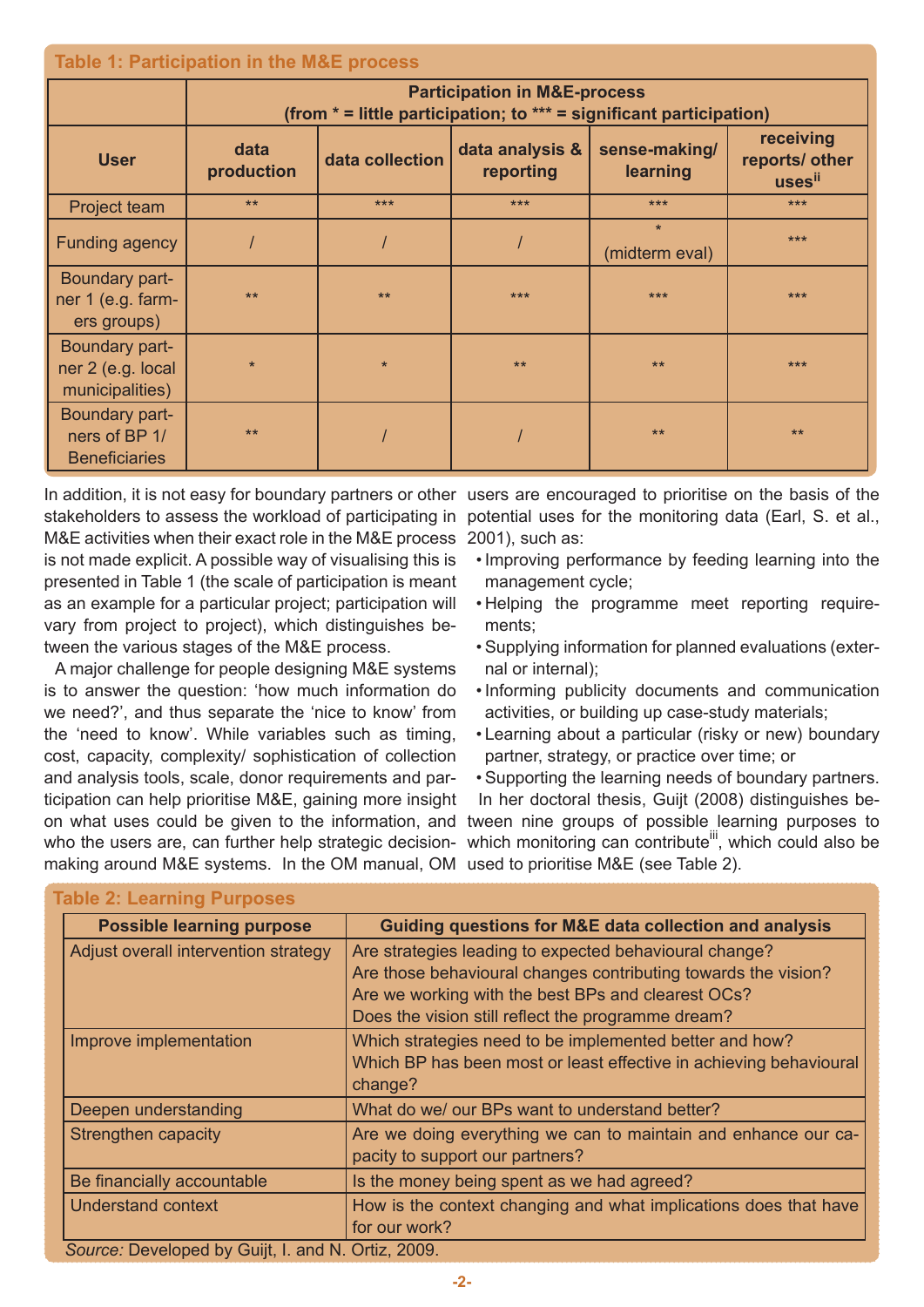**Table 1: Participation in the M&E process**

| User | Participation in M&E-process (from * = little participation; to *** = significant participation) | | | | |
|---|---|---|---|---|---|
| | data production | data collection | data analysis & reporting | sense-making/ learning | receiving reports/ other uses[ii] |
| Project team | ** | *** | *** | *** | *** |
| Funding agency | / | / | / | * (midterm eval) | *** |
| Boundary partner 1 (e.g. farmers groups) | ** | ** | *** | *** | *** |
| Boundary partner 2 (e.g. local municipalities) | * | * | ** | ** | *** |
| Boundary partners of BP 1/ Beneficiaries | ** | / | / | ** | ** |

In addition, it is not easy for boundary partners or other stakeholders to assess the workload of participating in M&E activities when their exact role in the M&E process is not made explicit. A possible way of visualising this is presented in Table 1 (the scale of participation is meant as an example for a particular project; participation will vary from project to project), which distinguishes between the various stages of the M&E process.

A major challenge for people designing M&E systems is to answer the question: 'how much information do we need?', and thus separate the 'nice to know' from the 'need to know'. While variables such as timing, cost, capacity, complexity/ sophistication of collection and analysis tools, scale, donor requirements and participation can help prioritise M&E, gaining more insight on what uses could be given to the information, and who the users are, can further help strategic decision-making around M&E systems. In the OM manual, OM users are encouraged to prioritise on the basis of the potential uses for the monitoring data (Earl, S. et al., 2001), such as:

- Improving performance by feeding learning into the management cycle;
- Helping the programme meet reporting requirements;
- Supplying information for planned evaluations (external or internal);
- Informing publicity documents and communication activities, or building up case-study materials;
- Learning about a particular (risky or new) boundary partner, strategy, or practice over time; or
- Supporting the learning needs of boundary partners.

In her doctoral thesis, Guijt (2008) distinguishes between nine groups of possible learning purposes to which monitoring can contribute[iii], which could also be used to prioritise M&E (see Table 2).

**Table 2: Learning Purposes**

| Possible learning purpose | Guiding questions for M&E data collection and analysis |
|---|---|
| Adjust overall intervention strategy | Are strategies leading to expected behavioural change? Are those behavioural changes contributing towards the vision? Are we working with the best BPs and clearest OCs? Does the vision still reflect the programme dream? |
| Improve implementation | Which strategies need to be implemented better and how? Which BP has been most or least effective in achieving behavioural change? |
| Deepen understanding | What do we/ our BPs want to understand better? |
| Strengthen capacity | Are we doing everything we can to maintain and enhance our capacity to support our partners? |
| Be financially accountable | Is the money being spent as we had agreed? |
| Understand context | How is the context changing and what implications does that have for our work? |

*Source:* Developed by Guijt, I. and N. Ortiz, 2009.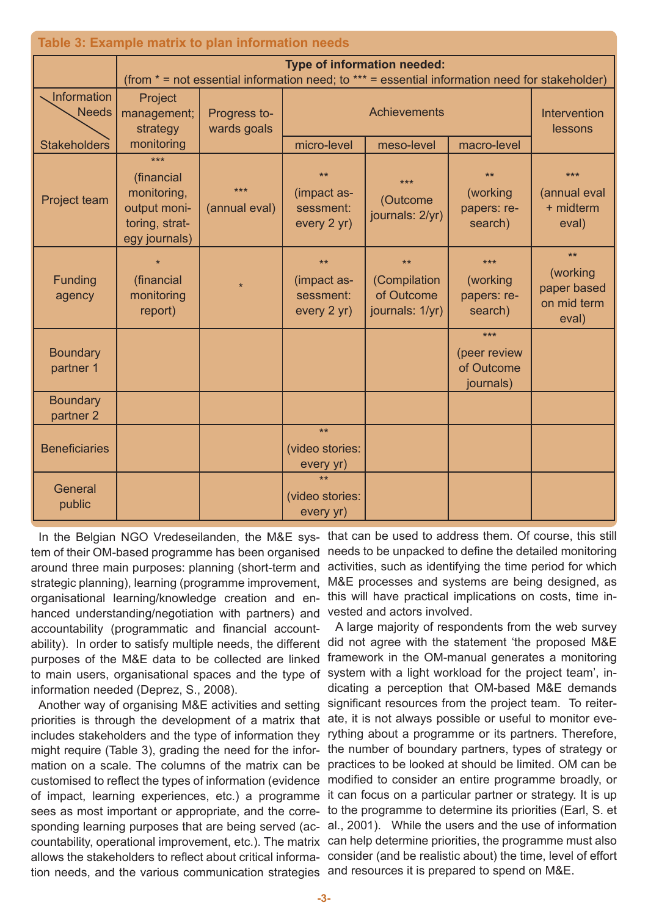**Table 3: Example matrix to plan information needs**

| | Type of information needed: (from * = not essential information need; to *** = essential information need for stakeholder) | | | | | |
|---|---|---|---|---|---|---|
| Information Needs / Stakeholders | Project management; strategy monitoring | Progress towards goals | Achievements | | | Intervention lessons |
| | | | micro-level | meso-level | macro-level | |
| Project team | *** (financial monitoring, output monitoring, strategy journals) | *** (annual eval) | ** (impact assessment: every 2 yr) | *** (Outcome journals: 2/yr) | ** (working papers: research) | *** (annual eval + midterm eval) |
| Funding agency | * (financial monitoring report) | * | ** (impact assessment: every 2 yr) | ** (Compilation of Outcome journals: 1/yr) | *** (working papers: research) | ** (working paper based on mid term eval) |
| Boundary partner 1 | | | | | *** (peer review of Outcome journals) | |
| Boundary partner 2 | | | | | | |
| Beneficiaries | | | ** (video stories: every yr) | | | |
| General public | | | ** (video stories: every yr) | | | |

In the Belgian NGO Vredeseilanden, the M&E system of their OM-based programme has been organised around three main purposes: planning (short-term and strategic planning), learning (programme improvement, organisational learning/knowledge creation and enhanced understanding/negotiation with partners) and accountability (programmatic and financial accountability). In order to satisfy multiple needs, the different purposes of the M&E data to be collected are linked to main users, organisational spaces and the type of information needed (Deprez, S., 2008).

Another way of organising M&E activities and setting priorities is through the development of a matrix that includes stakeholders and the type of information they might require (Table 3), grading the need for the information on a scale. The columns of the matrix can be customised to reflect the types of information (evidence of impact, learning experiences, etc.) a programme sees as most important or appropriate, and the corresponding learning purposes that are being served (accountability, operational improvement, etc.). The matrix allows the stakeholders to reflect about critical information needs, and the various communication strategies that can be used to address them. Of course, this still needs to be unpacked to define the detailed monitoring activities, such as identifying the time period for which M&E processes and systems are being designed, as this will have practical implications on costs, time invested and actors involved.

A large majority of respondents from the web survey did not agree with the statement 'the proposed M&E framework in the OM-manual generates a monitoring system with a light workload for the project team', indicating a perception that OM-based M&E demands significant resources from the project team. To reiterate, it is not always possible or useful to monitor everything about a programme or its partners. Therefore, the number of boundary partners, types of strategy or practices to be looked at should be limited. OM can be modified to consider an entire programme broadly, or it can focus on a particular partner or strategy. It is up to the programme to determine its priorities (Earl, S. et al., 2001). While the users and the use of information can help determine priorities, the programme must also consider (and be realistic about) the time, level of effort and resources it is prepared to spend on M&E.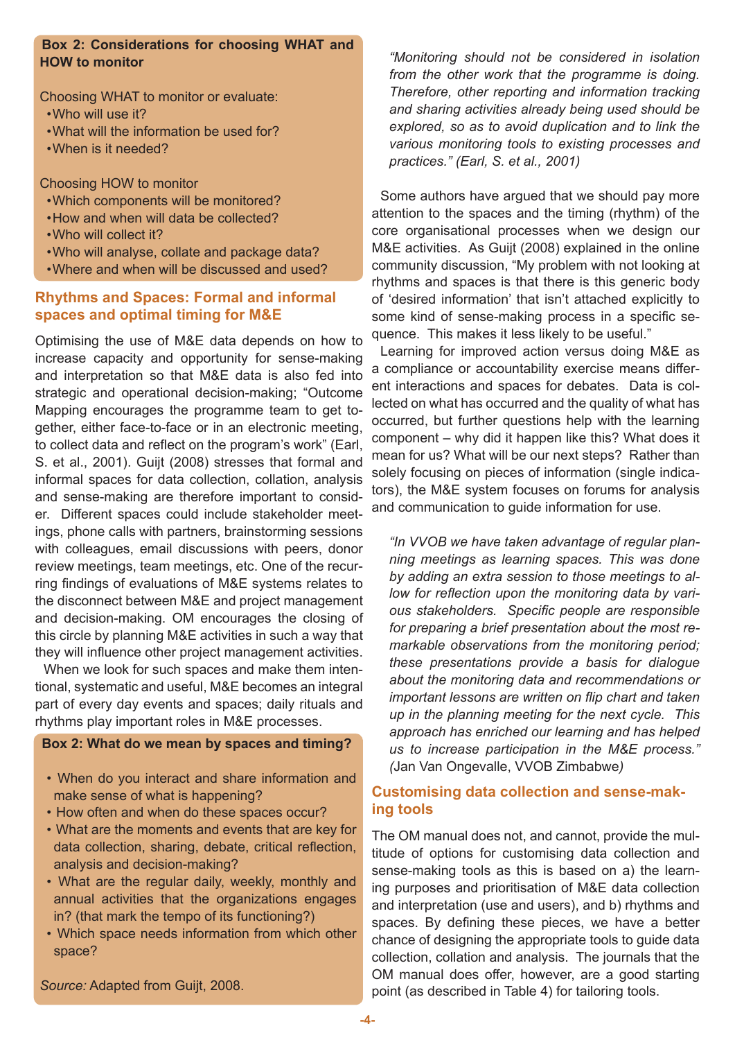**Box 2: Considerations for choosing WHAT and HOW to monitor**

Choosing WHAT to monitor or evaluate:

- Who will use it?
- What will the information be used for?
- When is it needed?

Choosing HOW to monitor

- Which components will be monitored?
- How and when will data be collected?
- Who will collect it?
- Who will analyse, collate and package data?
- Where and when will be discussed and used?

## Rhythms and Spaces: Formal and informal spaces and optimal timing for M&E

Optimising the use of M&E data depends on how to increase capacity and opportunity for sense-making and interpretation so that M&E data is also fed into strategic and operational decision-making; "Outcome Mapping encourages the programme team to get together, either face-to-face or in an electronic meeting, to collect data and reflect on the program's work" (Earl, S. et al., 2001). Guijt (2008) stresses that formal and informal spaces for data collection, collation, analysis and sense-making are therefore important to consider. Different spaces could include stakeholder meetings, phone calls with partners, brainstorming sessions with colleagues, email discussions with peers, donor review meetings, team meetings, etc. One of the recurring findings of evaluations of M&E systems relates to the disconnect between M&E and project management and decision-making. OM encourages the closing of this circle by planning M&E activities in such a way that they will influence other project management activities.

When we look for such spaces and make them intentional, systematic and useful, M&E becomes an integral part of every day events and spaces; daily rituals and rhythms play important roles in M&E processes.

**Box 2: What do we mean by spaces and timing?**

- When do you interact and share information and make sense of what is happening?
- How often and when do these spaces occur?
- What are the moments and events that are key for data collection, sharing, debate, critical reflection, analysis and decision-making?
- What are the regular daily, weekly, monthly and annual activities that the organizations engages in? (that mark the tempo of its functioning?)
- Which space needs information from which other space?

*Source:* Adapted from Guijt, 2008.

*"Monitoring should not be considered in isolation from the other work that the programme is doing. Therefore, other reporting and information tracking and sharing activities already being used should be explored, so as to avoid duplication and to link the various monitoring tools to existing processes and practices." (Earl, S. et al., 2001)*

Some authors have argued that we should pay more attention to the spaces and the timing (rhythm) of the core organisational processes when we design our M&E activities. As Guijt (2008) explained in the online community discussion, "My problem with not looking at rhythms and spaces is that there is this generic body of 'desired information' that isn't attached explicitly to some kind of sense-making process in a specific sequence. This makes it less likely to be useful."

Learning for improved action versus doing M&E as a compliance or accountability exercise means different interactions and spaces for debates. Data is collected on what has occurred and the quality of what has occurred, but further questions help with the learning component – why did it happen like this? What does it mean for us? What will be our next steps? Rather than solely focusing on pieces of information (single indicators), the M&E system focuses on forums for analysis and communication to guide information for use.

*"In VVOB we have taken advantage of regular planning meetings as learning spaces. This was done by adding an extra session to those meetings to allow for reflection upon the monitoring data by various stakeholders. Specific people are responsible for preparing a brief presentation about the most remarkable observations from the monitoring period; these presentations provide a basis for dialogue about the monitoring data and recommendations or important lessons are written on flip chart and taken up in the planning meeting for the next cycle. This approach has enriched our learning and has helped us to increase participation in the M&E process." (*Jan Van Ongevalle, VVOB Zimbabwe*)*

## Customising data collection and sense-making tools

The OM manual does not, and cannot, provide the multitude of options for customising data collection and sense-making tools as this is based on a) the learning purposes and prioritisation of M&E data collection and interpretation (use and users), and b) rhythms and spaces. By defining these pieces, we have a better chance of designing the appropriate tools to guide data collection, collation and analysis. The journals that the OM manual does offer, however, are a good starting point (as described in Table 4) for tailoring tools.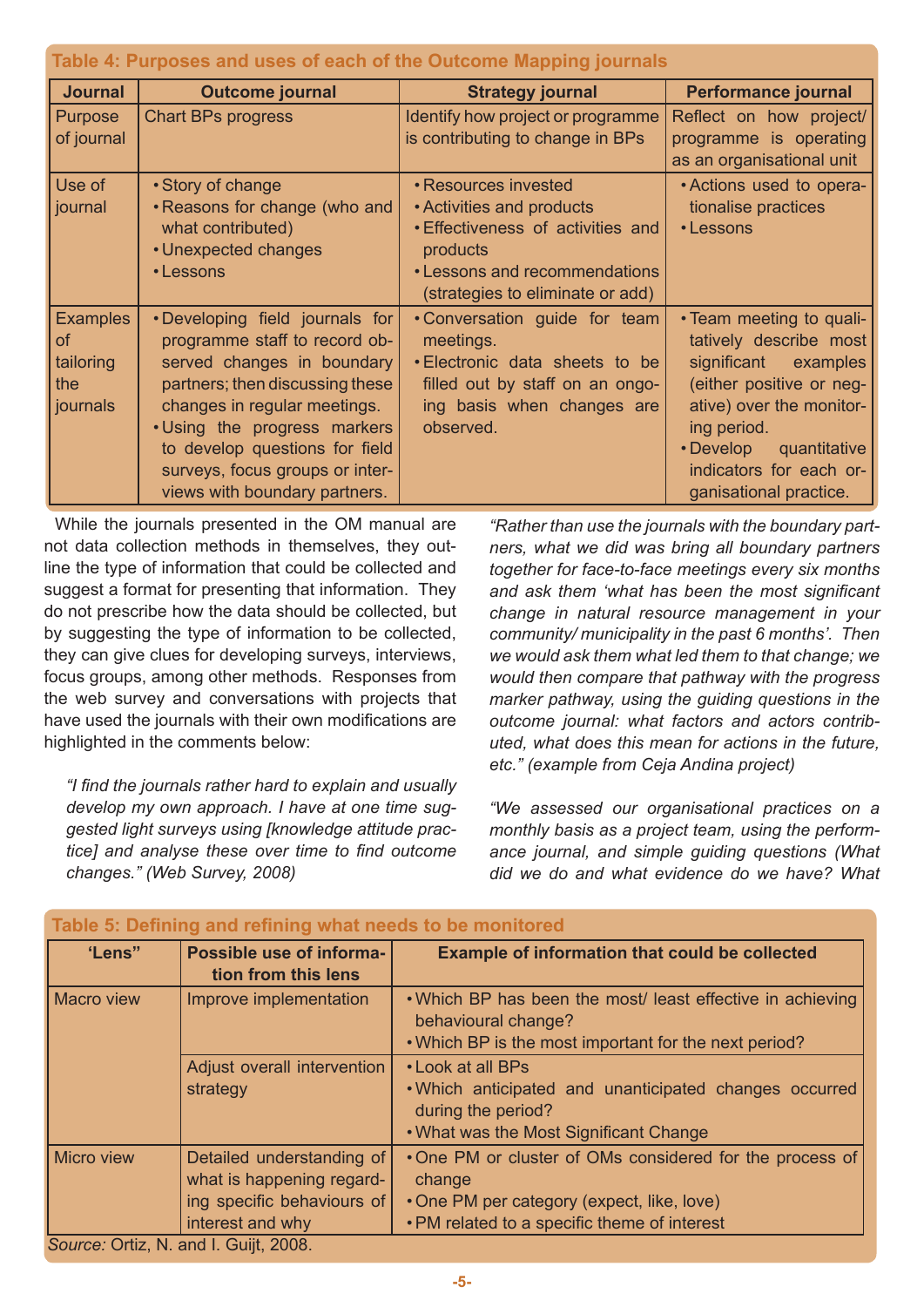**Table 4: Purposes and uses of each of the Outcome Mapping journals**

| Journal | Outcome journal | Strategy journal | Performance journal |
|---|---|---|---|
| Purpose of journal | Chart BPs progress | Identify how project or programme is contributing to change in BPs | Reflect on how project/ programme is operating as an organisational unit |
| Use of journal | • Story of change<br>• Reasons for change (who and what contributed)<br>• Unexpected changes<br>• Lessons | • Resources invested<br>• Activities and products<br>• Effectiveness of activities and products<br>• Lessons and recommendations (strategies to eliminate or add) | • Actions used to operationalise practices<br>• Lessons |
| Examples of tailoring the journals | • Developing field journals for programme staff to record observed changes in boundary partners; then discussing these changes in regular meetings.<br>• Using the progress markers to develop questions for field surveys, focus groups or interviews with boundary partners. | • Conversation guide for team meetings.<br>• Electronic data sheets to be filled out by staff on an ongoing basis when changes are observed. | • Team meeting to qualitatively describe most significant examples (either positive or negative) over the monitoring period.<br>• Develop quantitative indicators for each organisational practice. |

While the journals presented in the OM manual are not data collection methods in themselves, they outline the type of information that could be collected and suggest a format for presenting that information. They do not prescribe how the data should be collected, but by suggesting the type of information to be collected, they can give clues for developing surveys, interviews, focus groups, among other methods. Responses from the web survey and conversations with projects that have used the journals with their own modifications are highlighted in the comments below:

*"I find the journals rather hard to explain and usually develop my own approach. I have at one time suggested light surveys using [knowledge attitude practice] and analyse these over time to find outcome changes." (Web Survey, 2008)*

*"Rather than use the journals with the boundary partners, what we did was bring all boundary partners together for face-to-face meetings every six months and ask them 'what has been the most significant change in natural resource management in your community/ municipality in the past 6 months'. Then we would ask them what led them to that change; we would then compare that pathway with the progress marker pathway, using the guiding questions in the outcome journal: what factors and actors contributed, what does this mean for actions in the future, etc." (example from Ceja Andina project)*

*"We assessed our organisational practices on a monthly basis as a project team, using the performance journal, and simple guiding questions (What did we do and what evidence do we have? What*

**Table 5: Defining and refining what needs to be monitored**

| 'Lens" | Possible use of information from this lens | Example of information that could be collected |
|---|---|---|
| Macro view | Improve implementation | • Which BP has been the most/ least effective in achieving behavioural change?<br>• Which BP is the most important for the next period? |
| | Adjust overall intervention strategy | • Look at all BPs<br>• Which anticipated and unanticipated changes occurred during the period?<br>• What was the Most Significant Change |
| Micro view | Detailed understanding of what is happening regarding specific behaviours of interest and why | • One PM or cluster of OMs considered for the process of change<br>• One PM per category (expect, like, love)<br>• PM related to a specific theme of interest |

*Source:* Ortiz, N. and I. Guijt, 2008.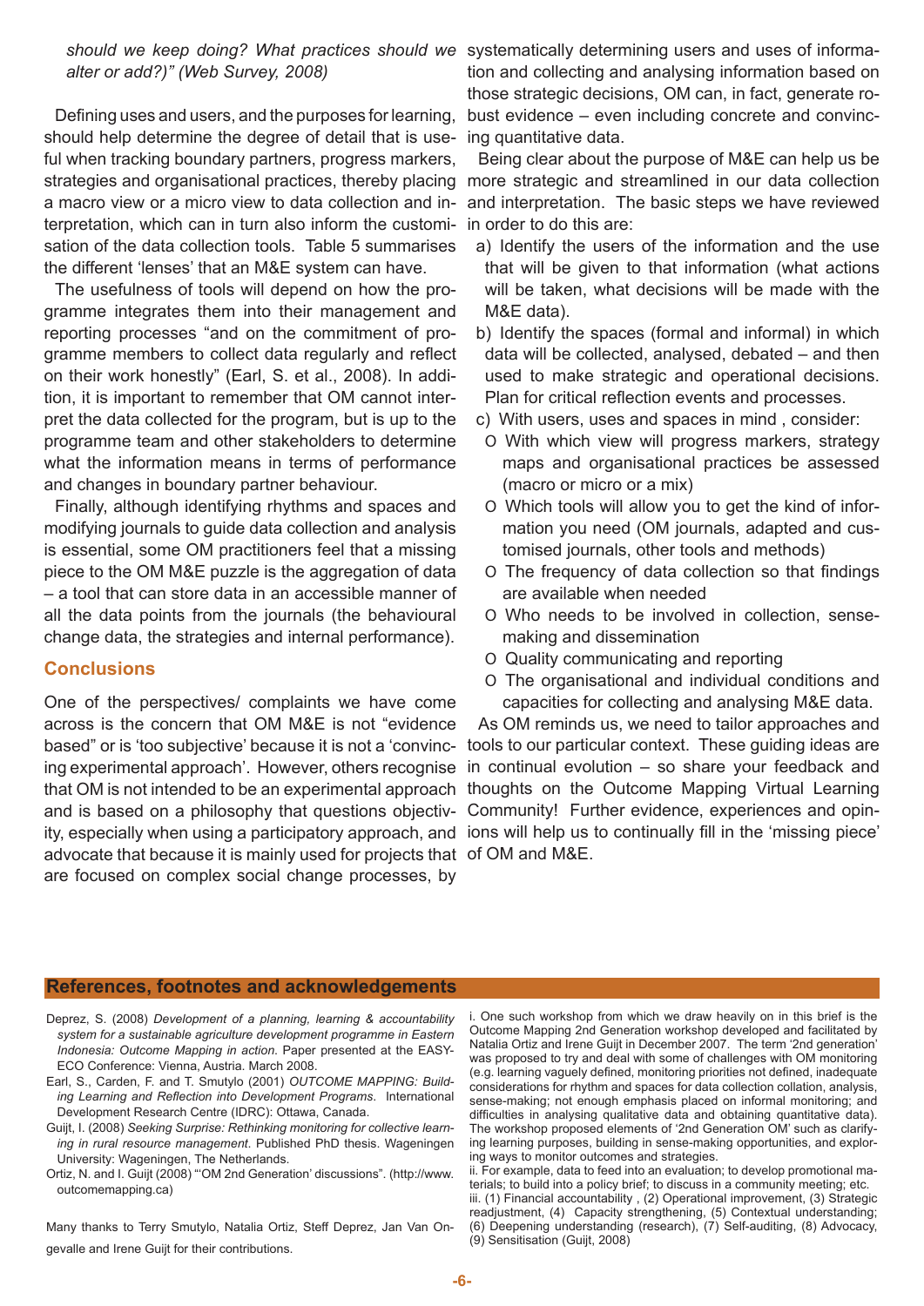*should we keep doing? What practices should we alter or add?)" (Web Survey, 2008)*

Defining uses and users, and the purposes for learning, should help determine the degree of detail that is useful when tracking boundary partners, progress markers, strategies and organisational practices, thereby placing a macro view or a micro view to data collection and interpretation, which can in turn also inform the customisation of the data collection tools. Table 5 summarises the different 'lenses' that an M&E system can have.

The usefulness of tools will depend on how the programme integrates them into their management and reporting processes "and on the commitment of programme members to collect data regularly and reflect on their work honestly" (Earl, S. et al., 2008). In addition, it is important to remember that OM cannot interpret the data collected for the program, but is up to the programme team and other stakeholders to determine what the information means in terms of performance and changes in boundary partner behaviour.

Finally, although identifying rhythms and spaces and modifying journals to guide data collection and analysis is essential, some OM practitioners feel that a missing piece to the OM M&E puzzle is the aggregation of data – a tool that can store data in an accessible manner of all the data points from the journals (the behavioural change data, the strategies and internal performance).

## Conclusions

One of the perspectives/ complaints we have come across is the concern that OM M&E is not "evidence based" or is 'too subjective' because it is not a 'convincing experimental approach'. However, others recognise that OM is not intended to be an experimental approach and is based on a philosophy that questions objectivity, especially when using a participatory approach, and advocate that because it is mainly used for projects that are focused on complex social change processes, by systematically determining users and uses of information and collecting and analysing information based on those strategic decisions, OM can, in fact, generate robust evidence – even including concrete and convincing quantitative data.

Being clear about the purpose of M&E can help us be more strategic and streamlined in our data collection and interpretation. The basic steps we have reviewed in order to do this are:

a) Identify the users of the information and the use that will be given to that information (what actions will be taken, what decisions will be made with the M&E data).

b) Identify the spaces (formal and informal) in which data will be collected, analysed, debated – and then used to make strategic and operational decisions. Plan for critical reflection events and processes.

c) With users, uses and spaces in mind , consider:
   - With which view will progress markers, strategy maps and organisational practices be assessed (macro or micro or a mix)
   - Which tools will allow you to get the kind of information you need (OM journals, adapted and customised journals, other tools and methods)
   - The frequency of data collection so that findings are available when needed
   - Who needs to be involved in collection, sense-making and dissemination
   - Quality communicating and reporting
   - The organisational and individual conditions and capacities for collecting and analysing M&E data.

As OM reminds us, we need to tailor approaches and tools to our particular context. These guiding ideas are in continual evolution – so share your feedback and thoughts on the Outcome Mapping Virtual Learning Community! Further evidence, experiences and opinions will help us to continually fill in the 'missing piece' of OM and M&E.

## References, footnotes and acknowledgements

Deprez, S. (2008) *Development of a planning, learning & accountability system for a sustainable agriculture development programme in Eastern Indonesia: Outcome Mapping in action.* Paper presented at the EASY-ECO Conference: Vienna, Austria. March 2008.

Earl, S., Carden, F. and T. Smutylo (2001) *OUTCOME MAPPING: Building Learning and Reflection into Development Programs.* International Development Research Centre (IDRC): Ottawa, Canada.

Guijt, I. (2008) *Seeking Surprise: Rethinking monitoring for collective learning in rural resource management.* Published PhD thesis. Wageningen University: Wageningen, The Netherlands.

Ortiz, N. and I. Guijt (2008) "'OM 2nd Generation' discussions". (http://www.outcomemapping.ca)

Many thanks to Terry Smutylo, Natalia Ortiz, Steff Deprez, Jan Van Ongevalle and Irene Guijt for their contributions.

i. One such workshop from which we draw heavily on in this brief is the Outcome Mapping 2nd Generation workshop developed and facilitated by Natalia Ortiz and Irene Guijt in December 2007. The term '2nd generation' was proposed to try and deal with some of challenges with OM monitoring (e.g. learning vaguely defined, monitoring priorities not defined, inadequate considerations for rhythm and spaces for data collection collation, analysis, sense-making; not enough emphasis placed on informal monitoring; and difficulties in analysing qualitative data and obtaining quantitative data). The workshop proposed elements of '2nd Generation OM' such as clarifying learning purposes, building in sense-making opportunities, and exploring ways to monitor outcomes and strategies.

ii. For example, data to feed into an evaluation; to develop promotional materials; to build into a policy brief; to discuss in a community meeting; etc.

iii. (1) Financial accountability , (2) Operational improvement, (3) Strategic readjustment, (4) Capacity strengthening, (5) Contextual understanding; (6) Deepening understanding (research), (7) Self-auditing, (8) Advocacy, (9) Sensitisation (Guijt, 2008)